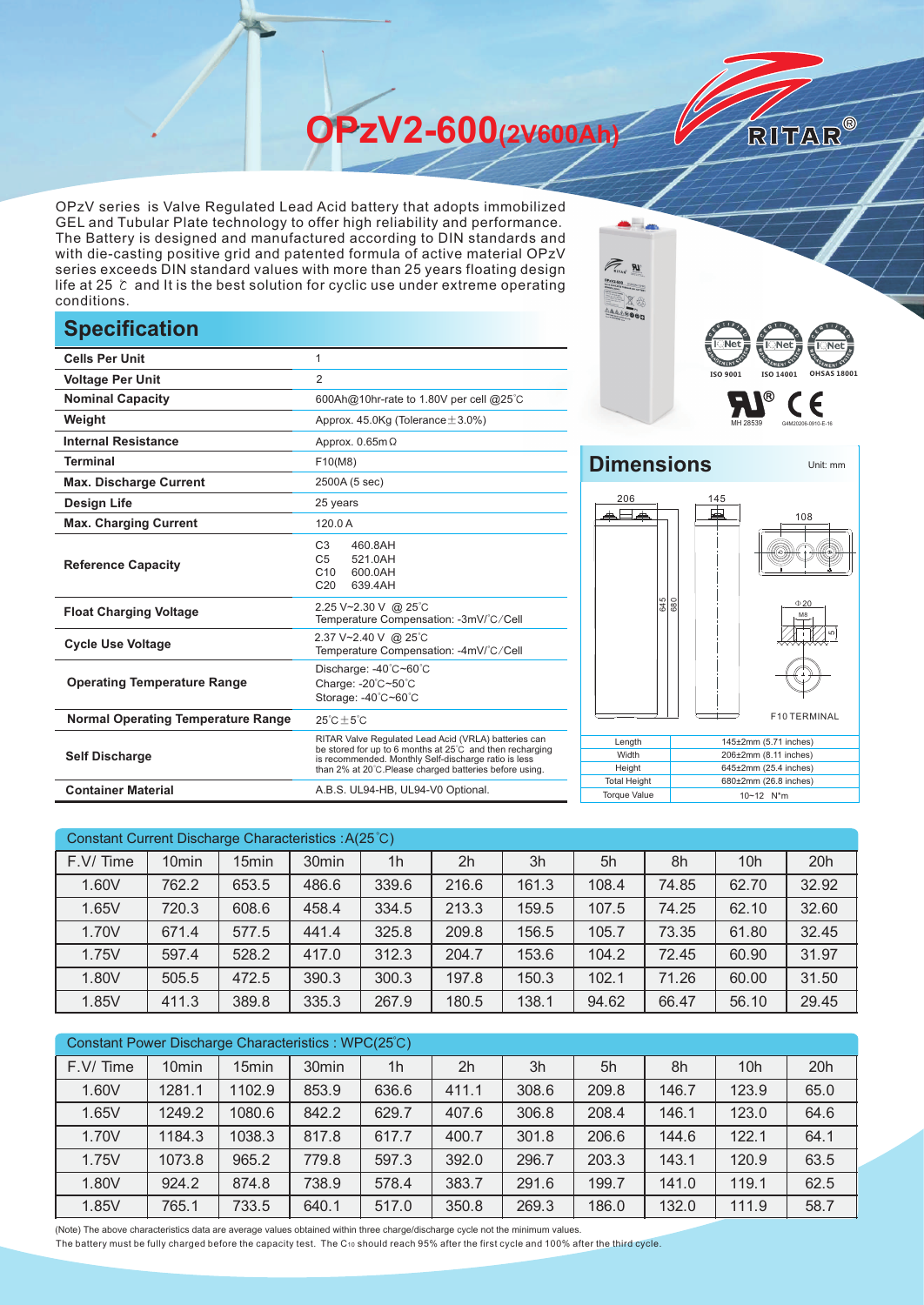# OPzV2-600(2V600Ah)

RITAR®

OPzV series is Valve Regulated Lead Acid battery that adopts immobilized GEL and Tubular Plate technology to offer high reliability and performance. The Battery is designed and manufactured according to DIN standards and with die-casting positive grid and patented formula of active material OPzV series exceeds DIN standard values with more than 25 years floating design life at 25 ℃ and It is the best solution for cyclic use under extreme operating conditions.

## Specification

| | |
|---|---|
| Cells Per Unit | 1 |
| Voltage Per Unit | 2 |
| Nominal Capacity | 600Ah@10hr-rate to 1.80V per cell @25℃ |
| Weight | Approx. 45.0Kg (Tolerance±3.0%) |
| Internal Resistance | Approx. 0.65mΩ |
| Terminal | F10(M8) |
| Max. Discharge Current | 2500A (5 sec) |
| Design Life | 25 years |
| Max. Charging Current | 120.0 A |
| Reference Capacity | C3 460.8AH<br>C5 521.0AH<br>C10 600.0AH<br>C20 639.4AH |
| Float Charging Voltage | 2.25 V~2.30 V @ 25℃<br>Temperature Compensation: -3mV/℃/Cell |
| Cycle Use Voltage | 2.37 V~2.40 V @ 25℃<br>Temperature Compensation: -4mV/℃/Cell |
| Operating Temperature Range | Discharge: -40℃~60℃<br>Charge: -20℃~50℃<br>Storage: -40℃~60℃ |
| Normal Operating Temperature Range | 25℃±5℃ |
| Self Discharge | RITAR Valve Regulated Lead Acid (VRLA) batteries can be stored for up to 6 months at 25℃ and then recharging is recommended. Monthly Self-discharge ratio is less than 2% at 20℃.Please charged batteries before using. |
| Container Material | A.B.S. UL94-HB, UL94-V0 Optional. |

ISO 9001 ISO 14001 OHSAS 18001

MH 28539 G4M20206-0910-E-16

## Dimensions

Unit: mm

206 145 108 645 680 Φ20 M8 5 F10 TERMINAL

| | |
|---|---|
| Length | 145±2mm (5.71 inches) |
| Width | 206±2mm (8.11 inches) |
| Height | 645±2mm (25.4 inches) |
| Total Height | 680±2mm (26.8 inches) |
| Torque Value | 10~12 N*m |

Constant Current Discharge Characteristics :A(25℃)

| F.V/ Time | 10min | 15min | 30min | 1h | 2h | 3h | 5h | 8h | 10h | 20h |
|---|---|---|---|---|---|---|---|---|---|---|
| 1.60V | 762.2 | 653.5 | 486.6 | 339.6 | 216.6 | 161.3 | 108.4 | 74.85 | 62.70 | 32.92 |
| 1.65V | 720.3 | 608.6 | 458.4 | 334.5 | 213.3 | 159.5 | 107.5 | 74.25 | 62.10 | 32.60 |
| 1.70V | 671.4 | 577.5 | 441.4 | 325.8 | 209.8 | 156.5 | 105.7 | 73.35 | 61.80 | 32.45 |
| 1.75V | 597.4 | 528.2 | 417.0 | 312.3 | 204.7 | 153.6 | 104.2 | 72.45 | 60.90 | 31.97 |
| 1.80V | 505.5 | 472.5 | 390.3 | 300.3 | 197.8 | 150.3 | 102.1 | 71.26 | 60.00 | 31.50 |
| 1.85V | 411.3 | 389.8 | 335.3 | 267.9 | 180.5 | 138.1 | 94.62 | 66.47 | 56.10 | 29.45 |

Constant Power Discharge Characteristics : WPC(25℃)

| F.V/ Time | 10min | 15min | 30min | 1h | 2h | 3h | 5h | 8h | 10h | 20h |
|---|---|---|---|---|---|---|---|---|---|---|
| 1.60V | 1281.1 | 1102.9 | 853.9 | 636.6 | 411.1 | 308.6 | 209.8 | 146.7 | 123.9 | 65.0 |
| 1.65V | 1249.2 | 1080.6 | 842.2 | 629.7 | 407.6 | 306.8 | 208.4 | 146.1 | 123.0 | 64.6 |
| 1.70V | 1184.3 | 1038.3 | 817.8 | 617.7 | 400.7 | 301.8 | 206.6 | 144.6 | 122.1 | 64.1 |
| 1.75V | 1073.8 | 965.2 | 779.8 | 597.3 | 392.0 | 296.7 | 203.3 | 143.1 | 120.9 | 63.5 |
| 1.80V | 924.2 | 874.8 | 738.9 | 578.4 | 383.7 | 291.6 | 199.7 | 141.0 | 119.1 | 62.5 |
| 1.85V | 765.1 | 733.5 | 640.1 | 517.0 | 350.8 | 269.3 | 186.0 | 132.0 | 111.9 | 58.7 |

(Note) The above characteristics data are average values obtained within three charge/discharge cycle not the minimum values.
The battery must be fully charged before the capacity test. The $C_{10}$ should reach 95% after the first cycle and 100% after the third cycle.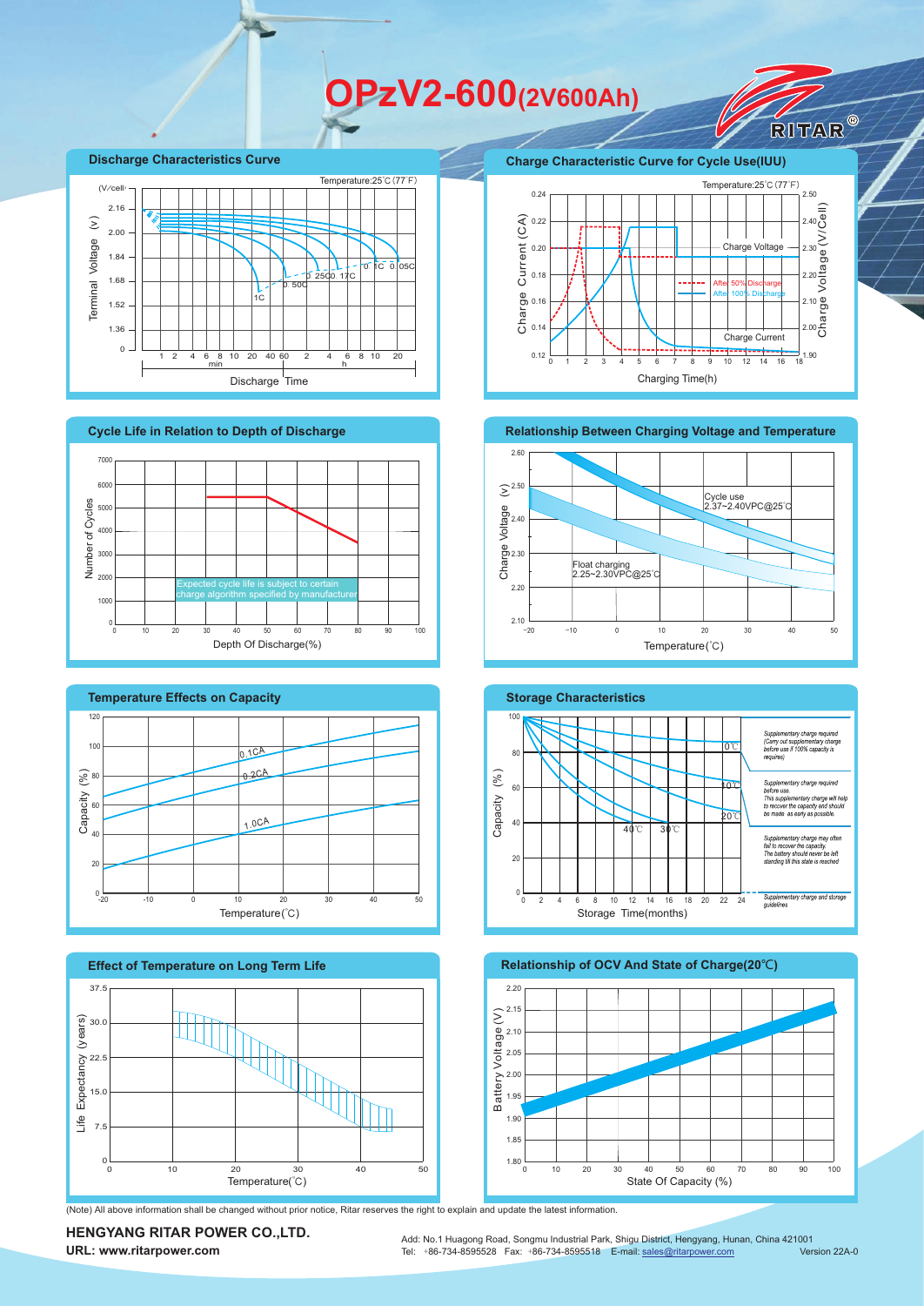# OPzV2-600(2V600Ah)

RITAR®

## Discharge Characteristics Curve

Temperature:25°C (77°F)

(V/cell)

2.16
2.00
1.84
1.68
1.52
1.36
0

Terminal Voltage (v)

1C
0.50C
0.25C
0.17C
0.1C
0.05C

1 2 4 6 8 10 20 40 60 2 4 6 8 10 20

min h

Discharge Time

## Charge Characteristic Curve for Cycle Use(IUU)

Temperature:25°C (77°F)

Charge Current (CA)

0.24 0.22 0.20 0.18 0.16 0.14 0.12

Charge Voltage (V/Cell)

2.50 2.40 2.30 2.20 2.10 2.00 1.90

Charge Voltage

After 50% Discharge

After 100% Discharge

Charge Current

0 1 2 3 4 5 6 7 8 9 10 12 14 16 18

Charging Time(h)

## Cycle Life in Relation to Depth of Discharge

Number of Cycles

7000 6000 5000 4000 3000 2000 1000 0

Expected cycle life is subject to certain charge algorithm specified by manufacturer

0 10 20 30 40 50 60 70 80 90 100

Depth Of Discharge(%)

## Relationship Between Charging Voltage and Temperature

Charge Voltage (v)

2.60 2.50 2.40 2.30 2.20 2.10

Cycle use 2.37~2.40VPC@25°C

Float charging 2.25~2.30VPC@25°C

−20 −10 0 10 20 30 40 50

Temperature(°C)

## Temperature Effects on Capacity

Capacity (%)

120 100 80 60 40 20 0

0.1CA
0.2CA
1.0CA

-20 -10 0 10 20 30 40 50

Temperature(°C)

## Storage Characteristics

Capacity (%)

100 80 60 40 20 0

0°C
10°C
20°C
30°C
40°C

0 2 4 6 8 10 12 14 16 18 20 22 24

Storage Time(months)

*Supplementary charge required (Carry out supplementary charge before use if 100% capacity is requires)*

*Supplementary charge required before use. This supplementary charge will help to recover the capacity and should be made as early as possible.*

*Supplementary charge may often fail to recover the capacity. The battery should never be left standing till this state is reached*

*Supplementary charge and storage guidelines*

## Effect of Temperature on Long Term Life

Life Expectancy (years)

37.5 30.0 22.5 15.0 7.5 0

0 10 20 30 40 50

Temperature(°C)

## Relationship of OCV And State of Charge(20℃)

Battery Voltage (V)

2.20 2.15 2.10 2.05 2.00 1.95 1.90 1.85 1.80

0 10 20 30 40 50 60 70 80 90 100

State Of Capacity (%)

(Note) All above information shall be changed without prior notice, Ritar reserves the right to explain and update the latest information.

**HENGYANG RITAR POWER CO.,LTD.**

**URL: www.ritarpower.com**

Add: No.1 Huagong Road, Songmu Industrial Park, Shigu District, Hengyang, Hunan, China 421001

Tel: +86-734-8595528 Fax: +86-734-8595518 E-mail: sales@ritarpower.com

Version 22A-0